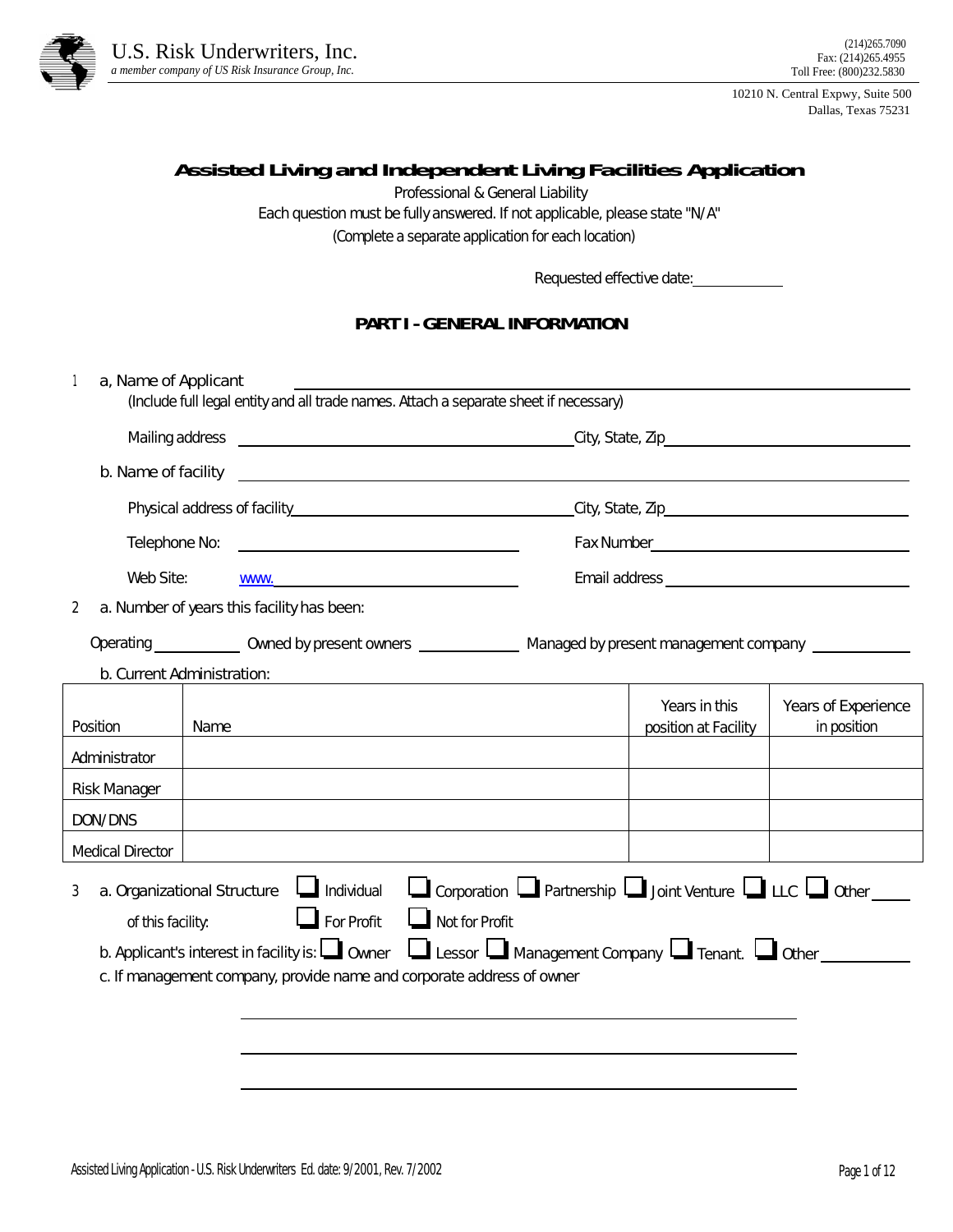U.S. Risk Underwriters, Inc.
*a member company of US Risk Insurance Group, Inc.*

(214)265.7090
Fax: (214)265.4955
Toll Free: (800)232.5830

10210 N. Central Expwy, Suite 500
Dallas, Texas 75231

# Assisted Living and Independent Living Facilities Application

Professional & General Liability

Each question must be fully answered. If not applicable, please state "N/A"

(Complete a separate application for each location)

Requested effective date: ____________

## PART I - GENERAL INFORMATION

1 a, Name of Applicant ______________________________________________

(Include full legal entity and all trade names. Attach a separate sheet if necessary)

Mailing address ______________________________ City, State, Zip ______________________

b. Name of facility ______________________________________________

Physical address of facility ______________________________ City, State, Zip ______________________

Telephone No: ______________________ Fax Number ______________________

Web Site: www. ______________________ Email address ______________________

2 a. Number of years this facility has been:

Operating __________ Owned by present owners __________ Managed by present management company __________

b. Current Administration:

| Position | Name | Years in this position at Facility | Years of Experience in position |
|---|---|---|---|
| Administrator | | | |
| Risk Manager | | | |
| DON/DNS | | | |
| Medical Director | | | |

3 a. Organizational Structure of this facility: ☐ Individual ☐ Corporation ☐ Partnership ☐ Joint Venture ☐ LLC ☐ Other ____

☐ For Profit ☐ Not for Profit

b. Applicant's interest in facility is: ☐ Owner ☐ Lessor ☐ Management Company ☐ Tenant. ☐ Other __________

c. If management company, provide name and corporate address of owner

______________________________________________

______________________________________________

______________________________________________

Assisted Living Application - U.S. Risk Underwriters Ed. date: 9/2001, Rev. 7/2002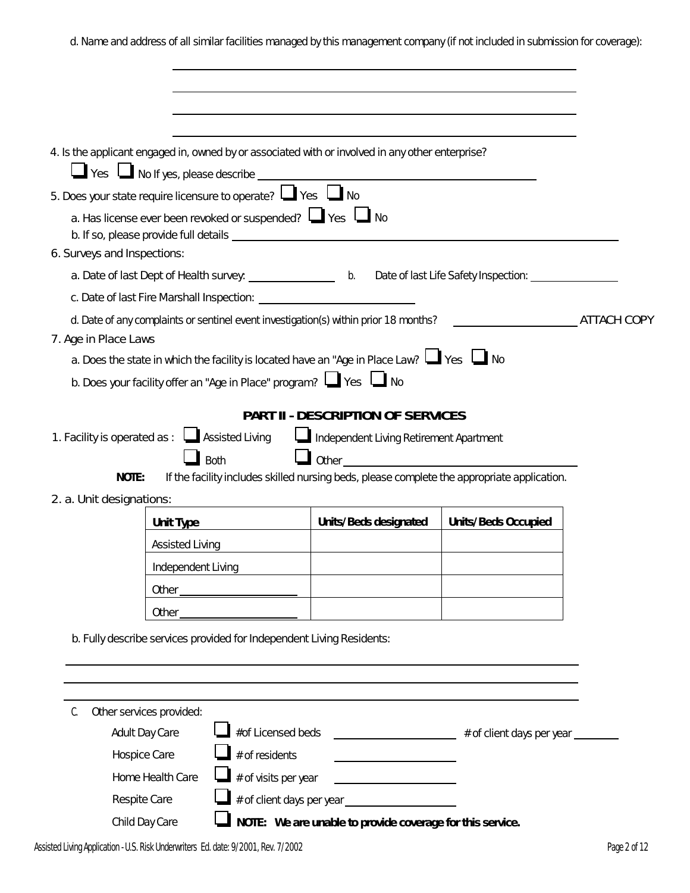d. Name and address of all similar facilities managed by this management company (if not included in submission for coverage):

\_\_\_\_\_\_\_\_\_\_\_\_\_\_\_\_\_\_\_\_\_\_\_\_\_\_\_\_\_\_\_\_\_\_\_\_\_\_\_\_\_\_\_\_\_\_\_\_

\_\_\_\_\_\_\_\_\_\_\_\_\_\_\_\_\_\_\_\_\_\_\_\_\_\_\_\_\_\_\_\_\_\_\_\_\_\_\_\_\_\_\_\_\_\_\_\_

\_\_\_\_\_\_\_\_\_\_\_\_\_\_\_\_\_\_\_\_\_\_\_\_\_\_\_\_\_\_\_\_\_\_\_\_\_\_\_\_\_\_\_\_\_\_\_\_

\_\_\_\_\_\_\_\_\_\_\_\_\_\_\_\_\_\_\_\_\_\_\_\_\_\_\_\_\_\_\_\_\_\_\_\_\_\_\_\_\_\_\_\_\_\_\_\_

4. Is the applicant engaged in, owned by or associated with or involved in any other enterprise?

☐ Yes ☐ No If yes, please describe \_\_\_\_\_\_\_\_\_\_\_\_\_\_\_\_\_\_\_\_\_\_\_\_\_\_\_\_\_\_\_\_\_\_\_\_

5. Does your state require licensure to operate? ☐ Yes ☐ No

a. Has license ever been revoked or suspended? ☐ Yes ☐ No

b. If so, please provide full details \_\_\_\_\_\_\_\_\_\_\_\_\_\_\_\_\_\_\_\_\_\_\_\_\_\_\_\_\_\_\_\_\_\_\_\_

6. Surveys and Inspections:

a. Date of last Dept of Health survey: \_\_\_\_\_\_\_\_\_\_\_\_ b. Date of last Life Safety Inspection: \_\_\_\_\_\_\_\_\_\_\_\_

c. Date of last Fire Marshall Inspection: \_\_\_\_\_\_\_\_\_\_\_\_\_\_\_\_\_\_\_\_

d. Date of any complaints or sentinel event investigation(s) within prior 18 months? \_\_\_\_\_\_\_\_\_\_\_\_\_\_\_\_ ATTACH COPY

7. Age in Place Laws

a. Does the state in which the facility is located have an "Age in Place Law? ☐ Yes ☐ No

b. Does your facility offer an "Age in Place" program? ☐ Yes ☐ No

## PART II - DESCRIPTION OF SERVICES

1. Facility is operated as : ☐ Assisted Living ☐ Independent Living Retirement Apartment

☐ Both ☐ Other \_\_\_\_\_\_\_\_\_\_\_\_\_\_\_\_\_\_\_\_\_\_\_\_\_\_\_\_

**NOTE:** If the facility includes skilled nursing beds, please complete the appropriate application.

2. a. Unit designations:

| **Unit Type** | **Units/Beds designated** | **Units/Beds Occupied** |
|---|---|---|
| Assisted Living | | |
| Independent Living | | |
| Other \_\_\_\_\_\_\_\_\_\_\_\_ | | |
| Other \_\_\_\_\_\_\_\_\_\_\_\_ | | |

b. Fully describe services provided for Independent Living Residents:

\_\_\_\_\_\_\_\_\_\_\_\_\_\_\_\_\_\_\_\_\_\_\_\_\_\_\_\_\_\_\_\_\_\_\_\_\_\_\_\_\_\_\_\_\_\_\_\_\_\_\_\_\_\_

\_\_\_\_\_\_\_\_\_\_\_\_\_\_\_\_\_\_\_\_\_\_\_\_\_\_\_\_\_\_\_\_\_\_\_\_\_\_\_\_\_\_\_\_\_\_\_\_\_\_\_\_\_\_

\_\_\_\_\_\_\_\_\_\_\_\_\_\_\_\_\_\_\_\_\_\_\_\_\_\_\_\_\_\_\_\_\_\_\_\_\_\_\_\_\_\_\_\_\_\_\_\_\_\_\_\_\_\_

C. Other services provided:

- Adult Day Care ☐ #of Licensed beds \_\_\_\_\_\_\_\_\_\_\_\_ # of client days per year \_\_\_\_\_\_
- Hospice Care ☐ # of residents \_\_\_\_\_\_\_\_\_\_\_\_
- Home Health Care ☐ # of visits per year \_\_\_\_\_\_\_\_\_\_\_\_
- Respite Care ☐ # of client days per year \_\_\_\_\_\_\_\_\_\_\_\_
- Child Day Care ☐ **NOTE: We are unable to provide coverage for this service.**

Assisted Living Application - U.S. Risk Underwriters Ed. date: 9/2001, Rev. 7/2002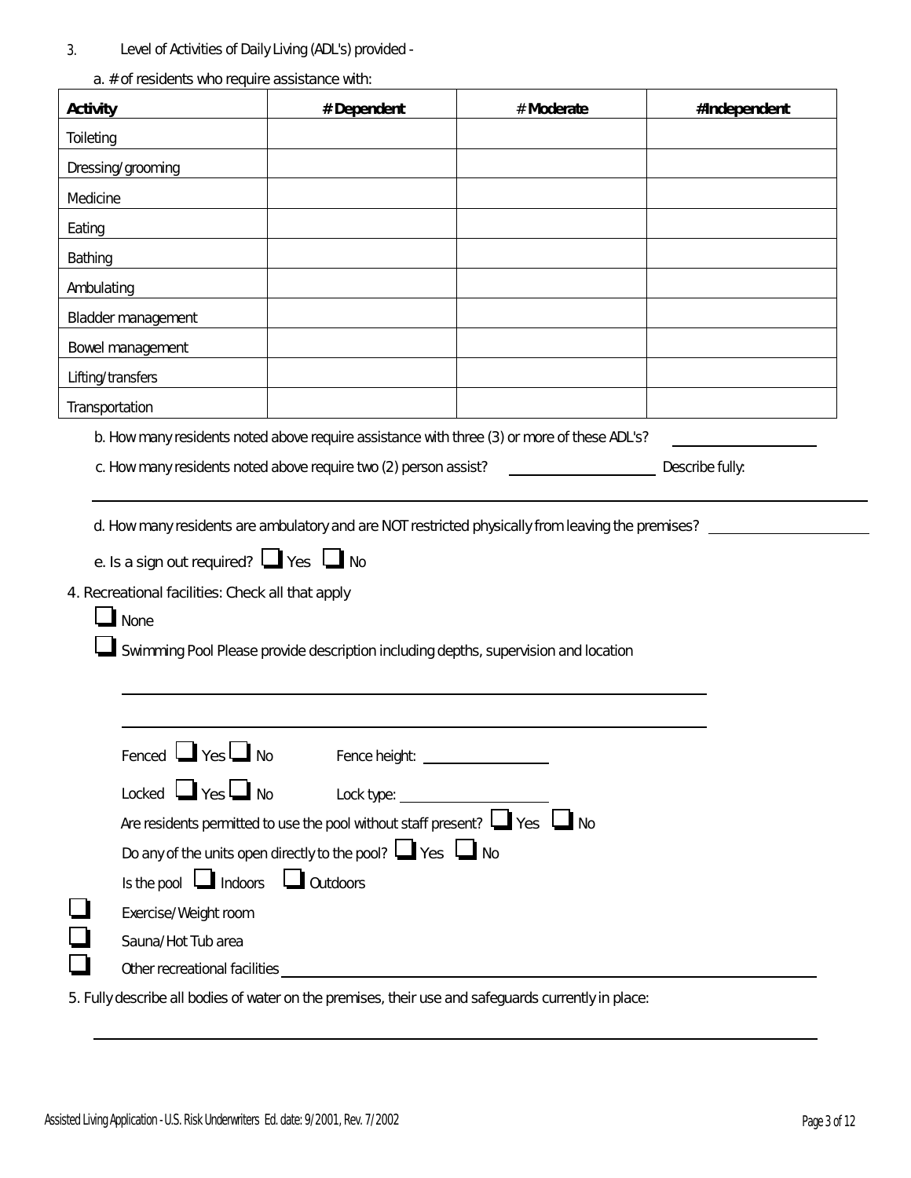3. Level of Activities of Daily Living (ADL's) provided -

a. # of residents who require assistance with:

| **Activity** | **# Dependent** | # **Moderate** | **#Independent** |
|---|---|---|---|
| Toileting | | | |
| Dressing/grooming | | | |
| Medicine | | | |
| Eating | | | |
| Bathing | | | |
| Ambulating | | | |
| Bladder management | | | |
| Bowel management | | | |
| Lifting/transfers | | | |
| Transportation | | | |

b. How many residents noted above require assistance with three (3) or more of these ADL's? ______________

c. How many residents noted above require two (2) person assist? ______________ Describe fully:

______________________________________________________________________

d. How many residents are ambulatory and are NOT restricted physically from leaving the premises? ______________

e. Is a sign out required? ☐ Yes ☐ No

4. Recreational facilities: Check all that apply

☐ None

☐ Swimming Pool Please provide description including depths, supervision and location

______________________________________________________________________

______________________________________________________________________

Fenced ☐ Yes ☐ No Fence height: ______________

Locked ☐ Yes ☐ No Lock type: ______________

Are residents permitted to use the pool without staff present? ☐ Yes ☐ No

Do any of the units open directly to the pool? ☐ Yes ☐ No

Is the pool ☐ Indoors ☐ Outdoors

☐ Exercise/Weight room

☐ Sauna/Hot Tub area

☐ Other recreational facilities ______________________________________________

5. Fully describe all bodies of water on the premises, their use and safeguards currently in place:

______________________________________________________________________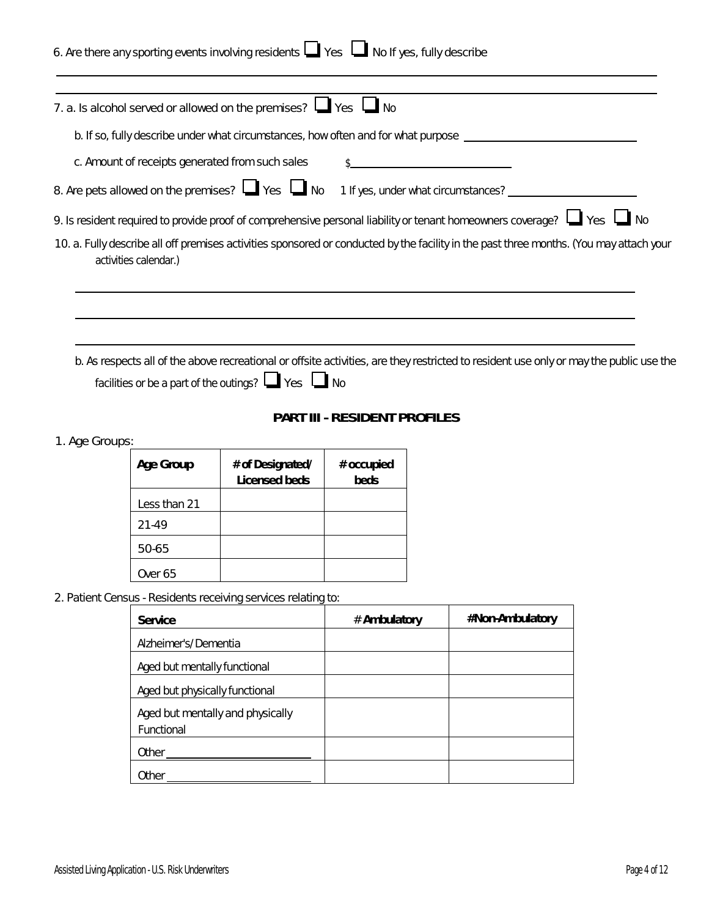6. Are there any sporting events involving residents ☐ Yes ☐ No If yes, fully describe

______________________________________________________________________

______________________________________________________________________

7. a. Is alcohol served or allowed on the premises? ☐ Yes ☐ No

   b. If so, fully describe under what circumstances, how often and for what purpose ____________________

   c. Amount of receipts generated from such sales $____________________

8. Are pets allowed on the premises? ☐ Yes ☐ No 1 If yes, under what circumstances? ____________________

9. Is resident required to provide proof of comprehensive personal liability or tenant homeowners coverage? ☐ Yes ☐ No

10. a. Fully describe all off premises activities sponsored or conducted by the facility in the past three months. (You may attach your activities calendar.)

______________________________________________________________________

______________________________________________________________________

______________________________________________________________________

   b. As respects all of the above recreational or offsite activities, are they restricted to resident use only or may the public use the facilities or be a part of the outings? ☐ Yes ☐ No

## PART III - RESIDENT PROFILES

1. Age Groups:

| Age Group | # of Designated/ Licensed beds | # occupied beds |
|---|---|---|
| Less than 21 | | |
| 21-49 | | |
| 50-65 | | |
| Over 65 | | |

2. Patient Census - Residents receiving services relating to:

| Service | # Ambulatory | #Non-Ambulatory |
|---|---|---|
| Alzheimer's/Dementia | | |
| Aged but mentally functional | | |
| Aged but physically functional | | |
| Aged but mentally and physically Functional | | |
| Other ____________ | | |
| Other ____________ | | |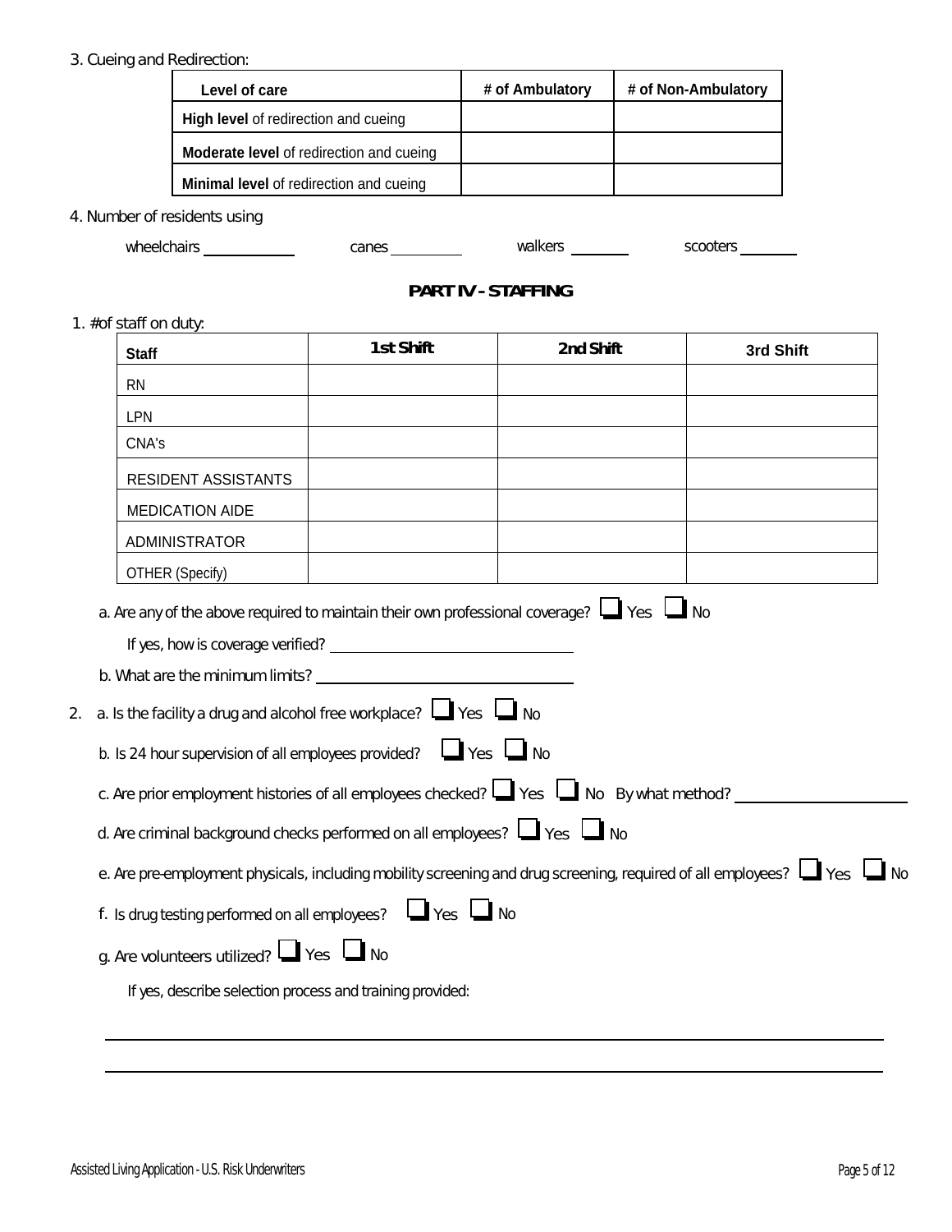3. Cueing and Redirection:

| Level of care | # of Ambulatory | # of Non-Ambulatory |
| --- | --- | --- |
| **High level** of redirection and cueing | | |
| **Moderate level** of redirection and cueing | | |
| **Minimal level** of redirection and cueing | | |

4. Number of residents using

wheelchairs ___________ canes _________ walkers _______ scooters _______

## PART IV - STAFFING

1. #of staff on duty:

| Staff | 1st Shift | 2nd Shift | 3rd Shift |
| --- | --- | --- | --- |
| RN | | | |
| LPN | | | |
| CNA's | | | |
| RESIDENT ASSISTANTS | | | |
| MEDICATION AIDE | | | |
| ADMINISTRATOR | | | |
| OTHER (Specify) | | | |

a. Are any of the above required to maintain their own professional coverage? ☐ Yes ☐ No

If yes, how is coverage verified? ______________________________

b. What are the minimum limits? ______________________________

2. a. Is the facility a drug and alcohol free workplace? ☐ Yes ☐ No

b. Is 24 hour supervision of all employees provided? ☐ Yes ☐ No

c. Are prior employment histories of all employees checked? ☐ Yes ☐ No By what method? ____________________

d. Are criminal background checks performed on all employees? ☐ Yes ☐ No

e. Are pre-employment physicals, including mobility screening and drug screening, required of all employees? ☐ Yes ☐ No

f. Is drug testing performed on all employees? ☐ Yes ☐ No

g. Are volunteers utilized? ☐ Yes ☐ No

If yes, describe selection process and training provided:

______________________________________________________________________________

______________________________________________________________________________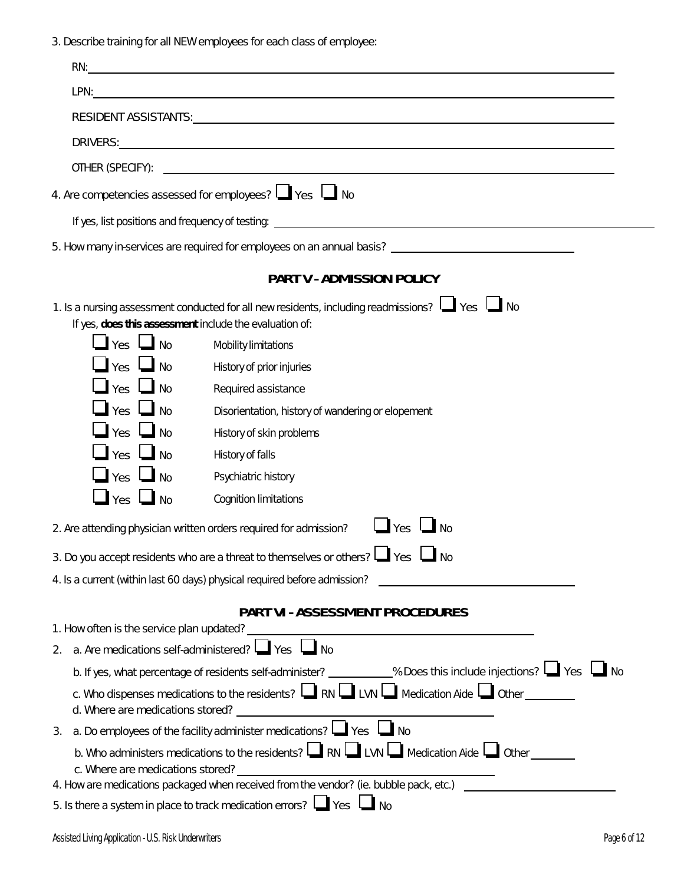3. Describe training for all NEW employees for each class of employee:

RN: \_\_\_\_\_\_\_\_\_\_\_\_\_\_\_\_\_\_\_\_\_\_\_\_\_\_\_\_\_\_\_\_\_\_\_\_\_\_\_\_

LPN: \_\_\_\_\_\_\_\_\_\_\_\_\_\_\_\_\_\_\_\_\_\_\_\_\_\_\_\_\_\_\_\_\_\_\_\_\_\_\_\_

RESIDENT ASSISTANTS: \_\_\_\_\_\_\_\_\_\_\_\_\_\_\_\_\_\_\_\_\_\_\_\_\_\_\_\_\_\_\_\_\_\_\_\_\_\_\_\_

DRIVERS: \_\_\_\_\_\_\_\_\_\_\_\_\_\_\_\_\_\_\_\_\_\_\_\_\_\_\_\_\_\_\_\_\_\_\_\_\_\_\_\_

OTHER (SPECIFY): \_\_\_\_\_\_\_\_\_\_\_\_\_\_\_\_\_\_\_\_\_\_\_\_\_\_\_\_\_\_\_\_\_\_\_\_\_\_\_\_

4. Are competencies assessed for employees? ☐ Yes ☐ No

If yes, list positions and frequency of testing: \_\_\_\_\_\_\_\_\_\_\_\_\_\_\_\_\_\_\_\_\_\_\_\_\_\_\_\_\_\_\_\_\_\_\_\_\_\_\_\_

5. How many in-services are required for employees on an annual basis? \_\_\_\_\_\_\_\_\_\_\_\_\_\_\_\_\_\_\_\_\_\_\_\_

## PART V - ADMISSION POLICY

1. Is a nursing assessment conducted for all new residents, including readmissions? ☐ Yes ☐ No

If yes, **does this assessment** include the evaluation of:

- ☐ Yes ☐ No Mobility limitations
- ☐ Yes ☐ No History of prior injuries
- ☐ Yes ☐ No Required assistance
- ☐ Yes ☐ No Disorientation, history of wandering or elopement
- ☐ Yes ☐ No History of skin problems
- ☐ Yes ☐ No History of falls
- ☐ Yes ☐ No Psychiatric history
- ☐ Yes ☐ No Cognition limitations

2. Are attending physician written orders required for admission? ☐ Yes ☐ No

3. Do you accept residents who are a threat to themselves or others? ☐ Yes ☐ No

4. Is a current (within last 60 days) physical required before admission? \_\_\_\_\_\_\_\_\_\_\_\_\_\_\_\_\_\_\_\_\_\_\_\_

## PART VI - ASSESSMENT PROCEDURES

1. How often is the service plan updated? \_\_\_\_\_\_\_\_\_\_\_\_\_\_\_\_\_\_\_\_\_\_\_\_\_\_\_\_\_\_\_\_

2. a. Are medications self-administered? ☐ Yes ☐ No

   b. If yes, what percentage of residents self-administer? \_\_\_\_\_\_\_\_% Does this include injections? ☐ Yes ☐ No

   c. Who dispenses medications to the residents? ☐ RN ☐ LVN ☐ Medication Aide ☐ Other \_\_\_\_\_\_\_\_

   d. Where are medications stored? \_\_\_\_\_\_\_\_\_\_\_\_\_\_\_\_\_\_\_\_\_\_\_\_\_\_\_\_\_\_\_\_

3. a. Do employees of the facility administer medications? ☐ Yes ☐ No

   b. Who administers medications to the residents? ☐ RN ☐ LVN ☐ Medication Aide ☐ Other \_\_\_\_\_\_\_\_

   c. Where are medications stored? \_\_\_\_\_\_\_\_\_\_\_\_\_\_\_\_\_\_\_\_\_\_\_\_\_\_\_\_\_\_\_\_

4. How are medications packaged when received from the vendor? (ie. bubble pack, etc.) \_\_\_\_\_\_\_\_\_\_\_\_\_\_\_\_\_\_\_\_\_\_\_\_

5. Is there a system in place to track medication errors? ☐ Yes ☐ No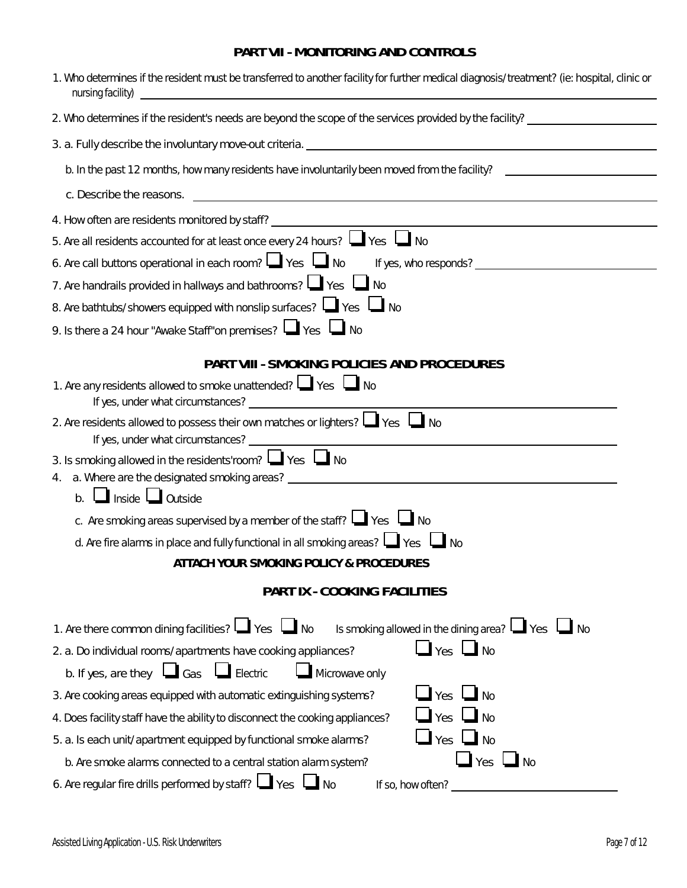## PART VII - MONITORING AND CONTROLS

1. Who determines if the resident must be transferred to another facility for further medical diagnosis/treatment? (ie: hospital, clinic or nursing facility) ____________________

2. Who determines if the resident's needs are beyond the scope of the services provided by the facility? ____________________

3. a. Fully describe the involuntary move-out criteria. ____________________

   b. In the past 12 months, how many residents have involuntarily been moved from the facility? ____________________

   c. Describe the reasons. ____________________

4. How often are residents monitored by staff? ____________________

5. Are all residents accounted for at least once every 24 hours? ☐ Yes ☐ No

6. Are call buttons operational in each room? ☐ Yes ☐ No  If yes, who responds? ____________________

7. Are handrails provided in hallways and bathrooms? ☐ Yes ☐ No

8. Are bathtubs/showers equipped with nonslip surfaces? ☐ Yes ☐ No

9. Is there a 24 hour "Awake Staff"on premises? ☐ Yes ☐ No

## PART VIII - SMOKING POLICIES AND PROCEDURES

1. Are any residents allowed to smoke unattended? ☐ Yes ☐ No
   If yes, under what circumstances? ____________________

2. Are residents allowed to possess their own matches or lighters? ☐ Yes ☐ No
   If yes, under what circumstances? ____________________

3. Is smoking allowed in the residents'room? ☐ Yes ☐ No

4. a. Where are the designated smoking areas? ____________________

   b. ☐ Inside ☐ Outside

   c. Are smoking areas supervised by a member of the staff? ☐ Yes ☐ No

   d. Are fire alarms in place and fully functional in all smoking areas? ☐ Yes ☐ No

**ATTACH YOUR SMOKING POLICY & PROCEDURES**

## PART IX - COOKING FACILITIES

1. Are there common dining facilities? ☐ Yes ☐ No  Is smoking allowed in the dining area? ☐ Yes ☐ No

2. a. Do individual rooms/apartments have cooking appliances? ☐ Yes ☐ No

   b. If yes, are they ☐ Gas ☐ Electric ☐ Microwave only

3. Are cooking areas equipped with automatic extinguishing systems? ☐ Yes ☐ No

4. Does facility staff have the ability to disconnect the cooking appliances? ☐ Yes ☐ No

5. a. Is each unit/apartment equipped by functional smoke alarms? ☐ Yes ☐ No

   b. Are smoke alarms connected to a central station alarm system? ☐ Yes ☐ No

6. Are regular fire drills performed by staff? ☐ Yes ☐ No  If so, how often? ____________________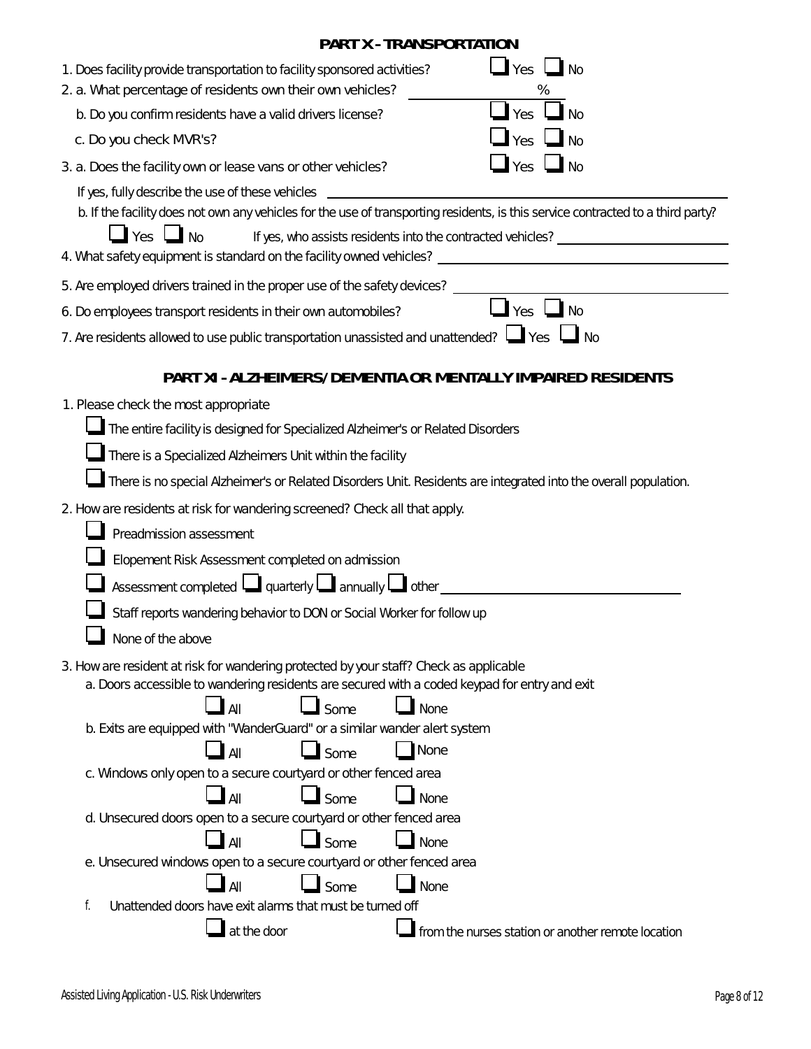## PART X - TRANSPORTATION

1. Does facility provide transportation to facility sponsored activities? ☐ Yes ☐ No
2. a. What percentage of residents own their own vehicles? ________ %

   b. Do you confirm residents have a valid drivers license? ☐ Yes ☐ No

   c. Do you check MVR's? ☐ Yes ☐ No
3. a. Does the facility own or lease vans or other vehicles? ☐ Yes ☐ No

   If yes, fully describe the use of these vehicles ____________________

   b. If the facility does not own any vehicles for the use of transporting residents, is this service contracted to a third party?

   ☐ Yes ☐ No If yes, who assists residents into the contracted vehicles? ____________________
4. What safety equipment is standard on the facility owned vehicles? ____________________
5. Are employed drivers trained in the proper use of the safety devices? ____________________
6. Do employees transport residents in their own automobiles? ☐ Yes ☐ No
7. Are residents allowed to use public transportation unassisted and unattended? ☐ Yes ☐ No

## PART XI - ALZHEIMERS/DEMENTIA OR MENTALLY IMPAIRED RESIDENTS

1. Please check the most appropriate

   ☐ The entire facility is designed for Specialized Alzheimer's or Related Disorders

   ☐ There is a Specialized Alzheimers Unit within the facility

   ☐ There is no special Alzheimer's or Related Disorders Unit. Residents are integrated into the overall population.
2. How are residents at risk for wandering screened? Check all that apply.

   ☐ Preadmission assessment

   ☐ Elopement Risk Assessment completed on admission

   ☐ Assessment completed ☐ quarterly ☐ annually ☐ other ____________________

   ☐ Staff reports wandering behavior to DON or Social Worker for follow up

   ☐ None of the above
3. How are resident at risk for wandering protected by your staff? Check as applicable

   a. Doors accessible to wandering residents are secured with a coded keypad for entry and exit

   ☐ All ☐ Some ☐ None

   b. Exits are equipped with "WanderGuard" or a similar wander alert system

   ☐ All ☐ Some ☐ None

   c. Windows only open to a secure courtyard or other fenced area

   ☐ All ☐ Some ☐ None

   d. Unsecured doors open to a secure courtyard or other fenced area

   ☐ All ☐ Some ☐ None

   e. Unsecured windows open to a secure courtyard or other fenced area

   ☐ All ☐ Some ☐ None

   f. Unattended doors have exit alarms that must be turned off

   ☐ at the door ☐ from the nurses station or another remote location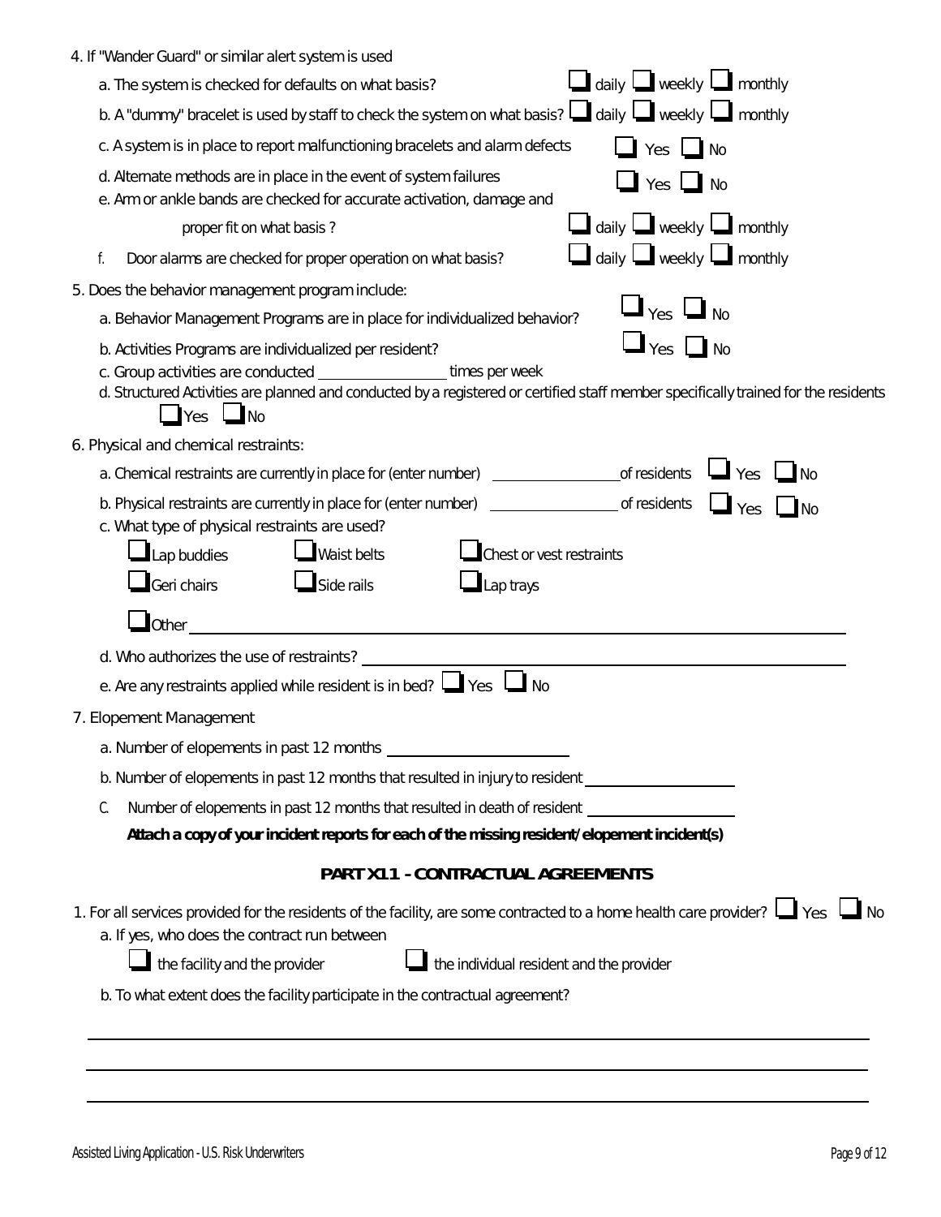4. If "Wander Guard" or similar alert system is used

   a. The system is checked for defaults on what basis? ☐ daily ☐ weekly ☐ monthly

   b. A "dummy" bracelet is used by staff to check the system on what basis? ☐ daily ☐ weekly ☐ monthly

   c. A system is in place to report malfunctioning bracelets and alarm defects ☐ Yes ☐ No

   d. Alternate methods are in place in the event of system failures ☐ Yes ☐ No

   e. Arm or ankle bands are checked for accurate activation, damage and proper fit on what basis? ☐ daily ☐ weekly ☐ monthly

   f. Door alarms are checked for proper operation on what basis? ☐ daily ☐ weekly ☐ monthly

5. Does the behavior management program include:

   a. Behavior Management Programs are in place for individualized behavior? ☐ Yes ☐ No

   b. Activities Programs are individualized per resident? ☐ Yes ☐ No

   c. Group activities are conducted ________________ times per week

   d. Structured Activities are planned and conducted by a registered or certified staff member specifically trained for the residents ☐ Yes ☐ No

6. Physical and chemical restraints:

   a. Chemical restraints are currently in place for (enter number) ________________ of residents ☐ Yes ☐ No

   b. Physical restraints are currently in place for (enter number) ________________ of residents ☐ Yes ☐ No

   c. What type of physical restraints are used?

   ☐ Lap buddies ☐ Waist belts ☐ Chest or vest restraints

   ☐ Geri chairs ☐ Side rails ☐ Lap trays

   ☐ Other ________________________________________________

   d. Who authorizes the use of restraints? ________________________________________________

   e. Are any restraints applied while resident is in bed? ☐ Yes ☐ No

7. Elopement Management

   a. Number of elopements in past 12 months ______________________

   b. Number of elopements in past 12 months that resulted in injury to resident __________________

   C. Number of elopements in past 12 months that resulted in death of resident __________________

   **Attach a copy of your incident reports for each of the missing resident/elopement incident(s)**

## PART X11 - CONTRACTUAL AGREEMENTS

1. For all services provided for the residents of the facility, are some contracted to a home health care provider? ☐ Yes ☐ No

   a. If yes, who does the contract run between

   ☐ the facility and the provider ☐ the individual resident and the provider

   b. To what extent does the facility participate in the contractual agreement?

________________________________________________________________________

________________________________________________________________________

________________________________________________________________________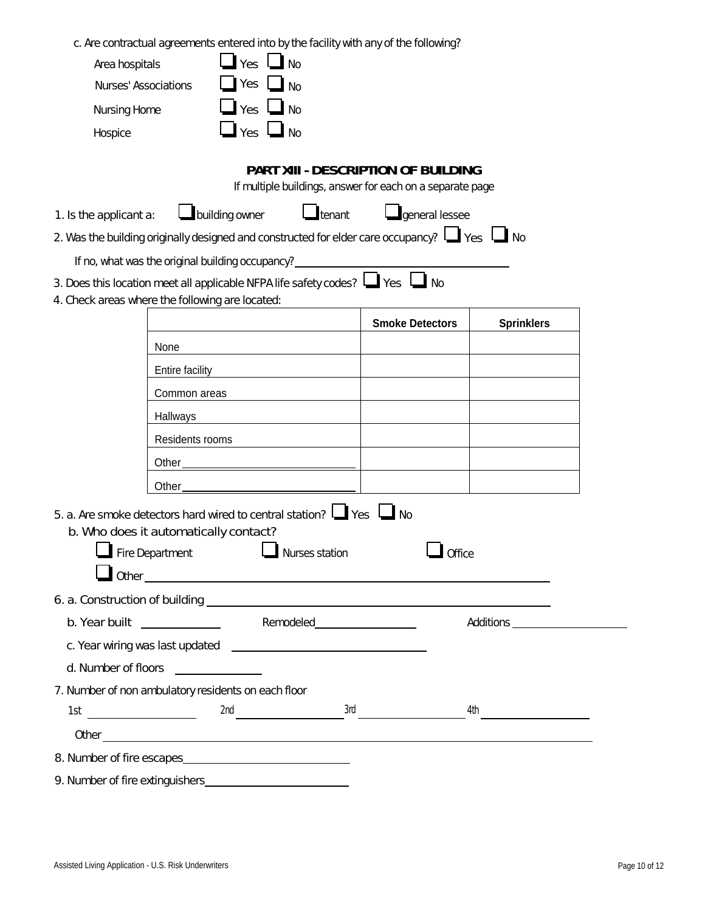c. Are contractual agreements entered into by the facility with any of the following?

Area hospitals ☐ Yes ☐ No

Nurses' Associations ☐ Yes ☐ No

Nursing Home ☐ Yes ☐ No

Hospice ☐ Yes ☐ No

## PART XIII - DESCRIPTION OF BUILDING

If multiple buildings, answer for each on a separate page

1. Is the applicant a: ☐ building owner ☐ tenant ☐ general lessee
2. Was the building originally designed and constructed for elder care occupancy? ☐ Yes ☐ No

   If no, what was the original building occupancy? ______________________________

3. Does this location meet all applicable NFPA life safety codes? ☐ Yes ☐ No
4. Check areas where the following are located:

| | Smoke Detectors | Sprinklers |
|---|---|---|
| None | | |
| Entire facility | | |
| Common areas | | |
| Hallways | | |
| Residents rooms | | |
| Other ______________________ | | |
| Other ______________________ | | |

5. a. Are smoke detectors hard wired to central station? ☐ Yes ☐ No

   b. Who does it automatically contact?

   ☐ Fire Department ☐ Nurses station ☐ Office

   ☐ Other ______________________________________________

6. a. Construction of building ______________________________________________

   b. Year built __________ Remodeled ______________ Additions ________________

   c. Year wiring was last updated ________________________

   d. Number of floors ____________

7. Number of non ambulatory residents on each floor

   1st ______________ 2nd ______________ 3rd ______________ 4th ______________

   Other ______________________________________________________________

8. Number of fire escapes ______________________
9. Number of fire extinguishers ____________________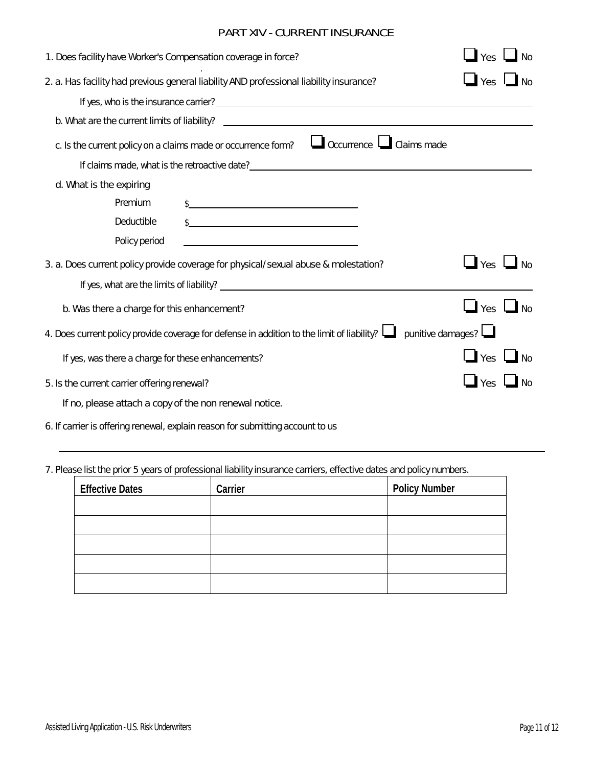## PART XIV - CURRENT INSURANCE

1. Does facility have Worker's Compensation coverage in force? ☐ Yes ☐ No

2. a. Has facility had previous general liability AND professional liability insurance? ☐ Yes ☐ No

   If yes, who is the insurance carrier? ______________________________

   b. What are the current limits of liability? ______________________________

   c. Is the current policy on a claims made or occurrence form? ☐ Occurrence ☐ Claims made

   If claims made, what is the retroactive date? ______________________________

   d. What is the expiring

   Premium $______________________________

   Deductible $______________________________

   Policy period ______________________________

3. a. Does current policy provide coverage for physical/sexual abuse & molestation? ☐ Yes ☐ No

   If yes, what are the limits of liability? ______________________________

   b. Was there a charge for this enhancement? ☐ Yes ☐ No

4. Does current policy provide coverage for defense in addition to the limit of liability? ☐ punitive damages? ☐

   If yes, was there a charge for these enhancements? ☐ Yes ☐ No

5. Is the current carrier offering renewal? ☐ Yes ☐ No

   If no, please attach a copy of the non renewal notice.

6. If carrier is offering renewal, explain reason for submitting account to us

______________________________________________________________

7. Please list the prior 5 years of professional liability insurance carriers, effective dates and policy numbers.

| Effective Dates | Carrier | Policy Number |
|---|---|---|
| | | |
| | | |
| | | |
| | | |
| | | |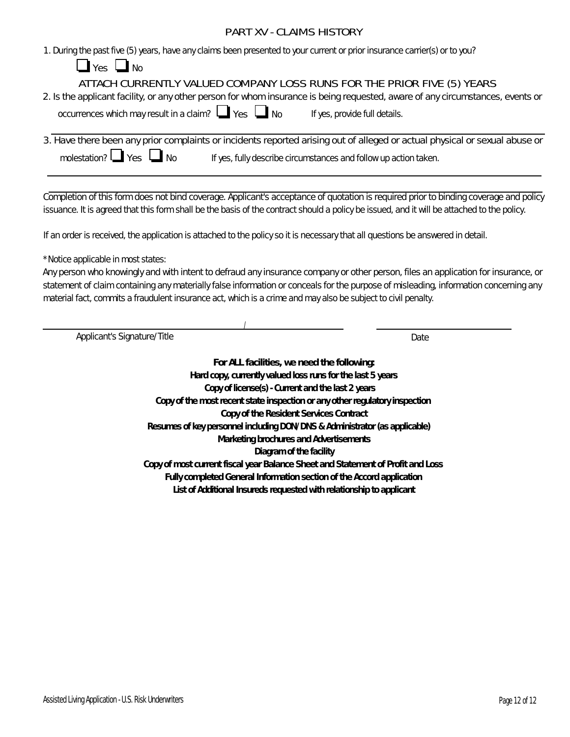## PART XV - CLAIMS HISTORY

1. During the past five (5) years, have any claims been presented to your current or prior insurance carrier(s) or to you?

   ☐ Yes ☐ No

   ATTACH CURRENTLY VALUED COMPANY LOSS RUNS FOR THE PRIOR FIVE (5) YEARS

2. Is the applicant facility, or any other person for whom insurance is being requested, aware of any circumstances, events or occurrences which may result in a claim? ☐ Yes ☐ No If yes, provide full details.

3. Have there been any prior complaints or incidents reported arising out of alleged or actual physical or sexual abuse or molestation? ☐ Yes ☐ No If yes, fully describe circumstances and follow up action taken.

Completion of this form does not bind coverage. Applicant's acceptance of quotation is required prior to binding coverage and policy issuance. It is agreed that this form shall be the basis of the contract should a policy be issued, and it will be attached to the policy.

If an order is received, the application is attached to the policy so it is necessary that all questions be answered in detail.

*Notice applicable in most states:

Any person who knowingly and with intent to defraud any insurance company or other person, files an application for insurance, or statement of claim containing any materially false information or conceals for the purpose of misleading, information concerning any material fact, commits a fraudulent insurance act, which is a crime and may also be subject to civil penalty.

_______________________/_______________________ _______________________

Applicant's Signature/Title Date

**For ALL facilities, we need the following:**

**Hard copy, currently valued loss runs for the last 5 years**

**Copy of license(s) - Current and the last 2 years**

**Copy of the most recent state inspection or any other regulatory inspection**

**Copy of the Resident Services Contract**

**Resumes of key personnel including DON/DNS & Administrator (as applicable)**

**Marketing brochures and Advertisements**

**Diagram of the facility**

**Copy of most current fiscal year Balance Sheet and Statement of Profit and Loss**

**Fully completed General Information section of the Accord application**

**List of Additional Insureds requested with relationship to applicant**